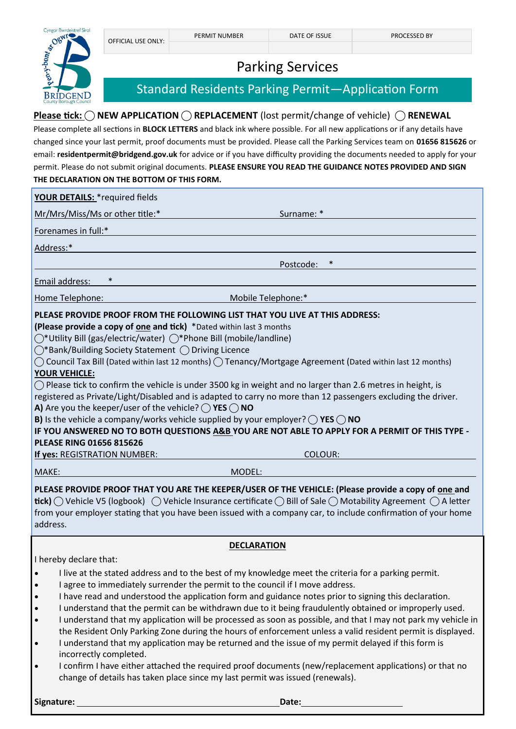| OFFICIAL USE ONLY: | PERMIT NUMBER | DATE OF ISSUE | PROCESSED BY |
|---|---|---|---|
| | | | |

# Parking Services

## Standard Residents Parking Permit—Application Form

**Please tick:** ◯ **NEW APPLICATION** ◯ **REPLACEMENT** (lost permit/change of vehicle) ◯ **RENEWAL**

Please complete all sections in **BLOCK LETTERS** and black ink where possible. For all new applications or if any details have changed since your last permit, proof documents must be provided. Please call the Parking Services team on **01656 815626** or email: **residentpermit@bridgend.gov.uk** for advice or if you have difficulty providing the documents needed to apply for your permit. Please do not submit original documents. **PLEASE ENSURE YOU READ THE GUIDANCE NOTES PROVIDED AND SIGN THE DECLARATION ON THE BOTTOM OF THIS FORM.**

**YOUR DETAILS:** *required fields

Mr/Mrs/Miss/Ms or other title:* ____________ Surname: * ____________

Forenames in full:* ____________

Address:* ____________

____________ Postcode: * ____________

Email address: * ____________

Home Telephone: ____________ Mobile Telephone:* ____________

**PLEASE PROVIDE PROOF FROM THE FOLLOWING LIST THAT YOU LIVE AT THIS ADDRESS:**
**(Please provide a copy of one and tick)** *Dated within last 3 months

◯*Utility Bill (gas/electric/water) ◯*Phone Bill (mobile/landline)
◯*Bank/Building Society Statement ◯ Driving Licence
◯ Council Tax Bill (Dated within last 12 months) ◯ Tenancy/Mortgage Agreement (Dated within last 12 months)

**YOUR VEHICLE:**

◯ Please tick to confirm the vehicle is under 3500 kg in weight and no larger than 2.6 metres in height, is registered as Private/Light/Disabled and is adapted to carry no more than 12 passengers excluding the driver.

**A)** Are you the keeper/user of the vehicle? ◯ **YES** ◯ **NO**
**B)** Is the vehicle a company/works vehicle supplied by your employer? ◯ **YES** ◯ **NO**

**IF YOU ANSWERED NO TO BOTH QUESTIONS A&B YOU ARE NOT ABLE TO APPLY FOR A PERMIT OF THIS TYPE - PLEASE RING 01656 815626**

**If yes:** REGISTRATION NUMBER: ____________ COLOUR: ____________

MAKE: ____________ MODEL: ____________

**PLEASE PROVIDE PROOF THAT YOU ARE THE KEEPER/USER OF THE VEHICLE: (Please provide a copy of one and tick)** ◯ Vehicle V5 (logbook) ◯ Vehicle Insurance certificate ◯ Bill of Sale ◯ Motability Agreement ◯ A letter from your employer stating that you have been issued with a company car, to include confirmation of your home address.

**DECLARATION**

I hereby declare that:

- I live at the stated address and to the best of my knowledge meet the criteria for a parking permit.
- I agree to immediately surrender the permit to the council if I move address.
- I have read and understood the application form and guidance notes prior to signing this declaration.
- I understand that the permit can be withdrawn due to it being fraudulently obtained or improperly used.
- I understand that my application will be processed as soon as possible, and that I may not park my vehicle in the Resident Only Parking Zone during the hours of enforcement unless a valid resident permit is displayed.
- I understand that my application may be returned and the issue of my permit delayed if this form is incorrectly completed.
- I confirm I have either attached the required proof documents (new/replacement applications) or that no change of details has taken place since my last permit was issued (renewals).

**Signature:** ____________ **Date:** ____________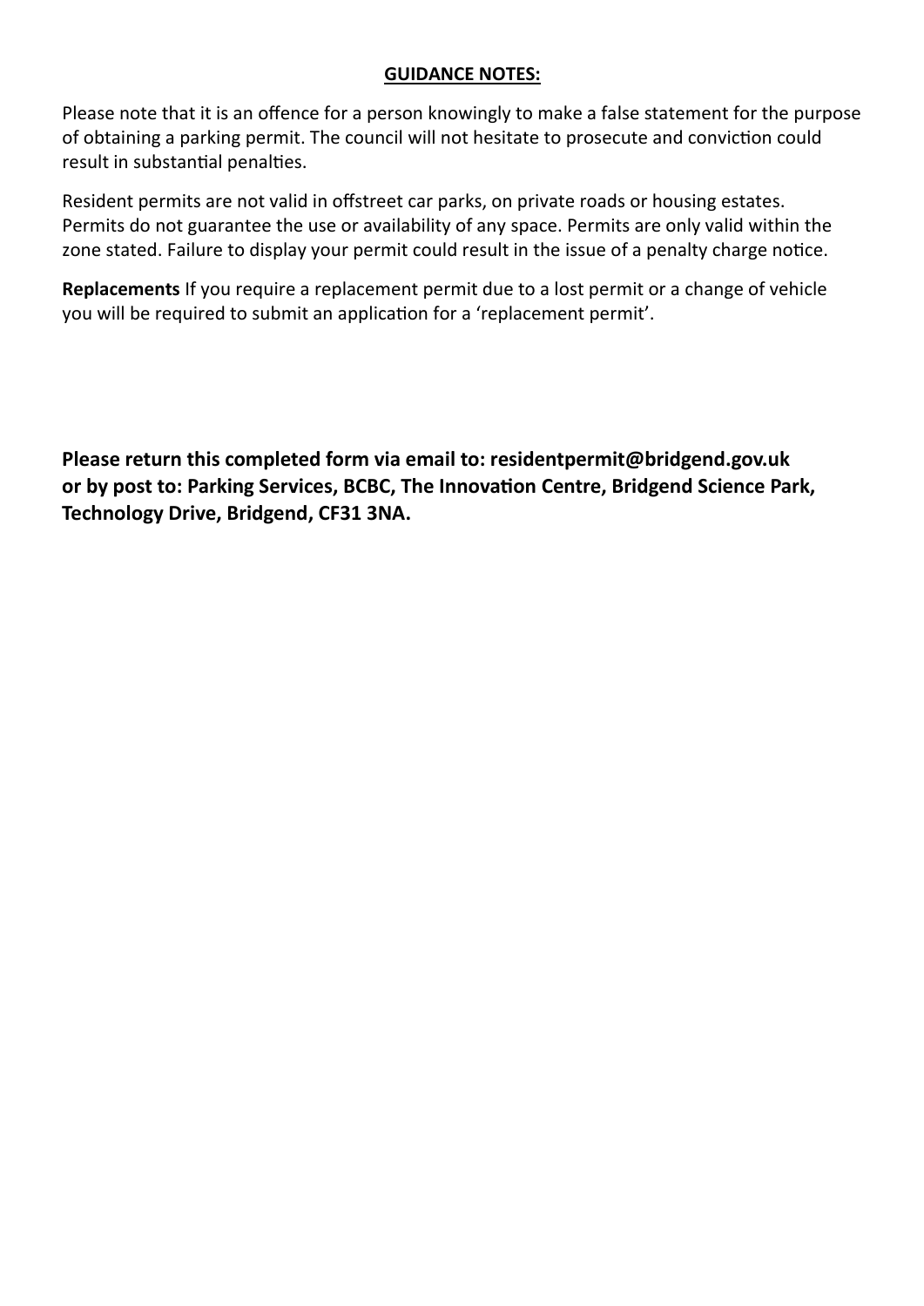**GUIDANCE NOTES:**

Please note that it is an offence for a person knowingly to make a false statement for the purpose of obtaining a parking permit. The council will not hesitate to prosecute and conviction could result in substantial penalties.

Resident permits are not valid in offstreet car parks, on private roads or housing estates. Permits do not guarantee the use or availability of any space. Permits are only valid within the zone stated. Failure to display your permit could result in the issue of a penalty charge notice.

**Replacements** If you require a replacement permit due to a lost permit or a change of vehicle you will be required to submit an application for a 'replacement permit'.

**Please return this completed form via email to: residentpermit@bridgend.gov.uk or by post to: Parking Services, BCBC, The Innovation Centre, Bridgend Science Park, Technology Drive, Bridgend, CF31 3NA.**